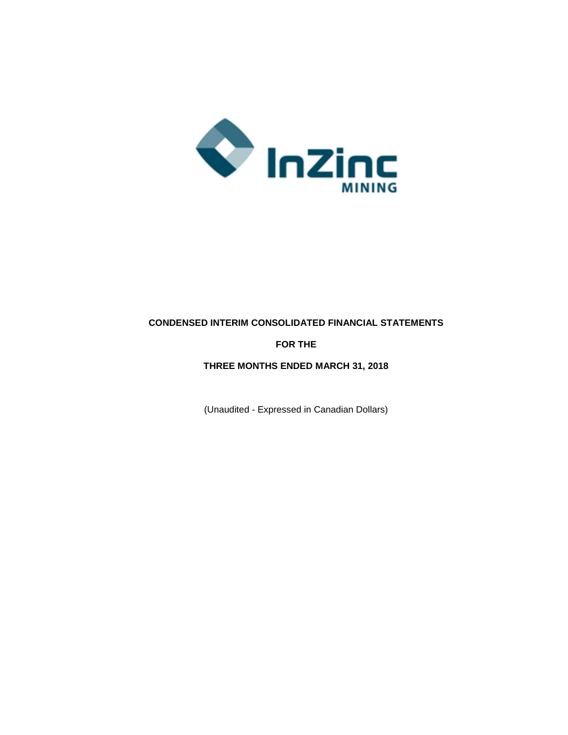InZinc MINING

**CONDENSED INTERIM CONSOLIDATED FINANCIAL STATEMENTS**

**FOR THE**

**THREE MONTHS ENDED MARCH 31, 2018**

(Unaudited - Expressed in Canadian Dollars)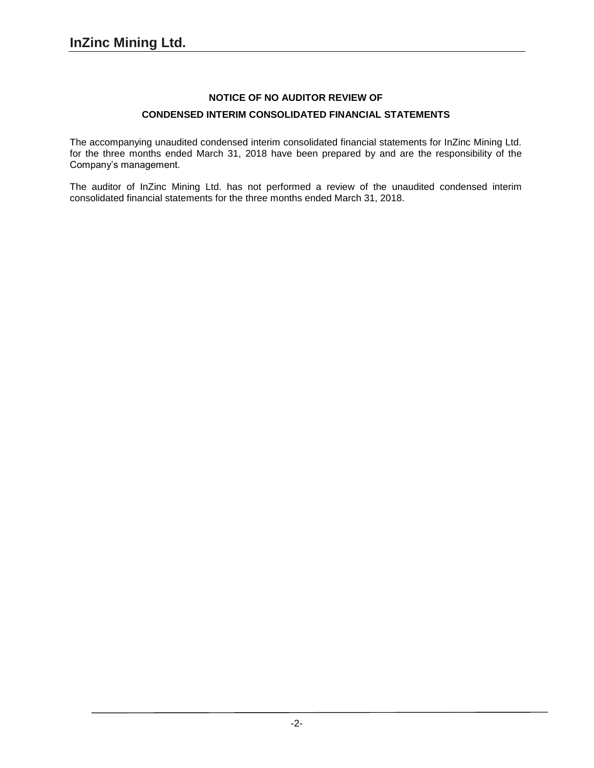## NOTICE OF NO AUDITOR REVIEW OF

## CONDENSED INTERIM CONSOLIDATED FINANCIAL STATEMENTS

The accompanying unaudited condensed interim consolidated financial statements for InZinc Mining Ltd. for the three months ended March 31, 2018 have been prepared by and are the responsibility of the Company's management.

The auditor of InZinc Mining Ltd. has not performed a review of the unaudited condensed interim consolidated financial statements for the three months ended March 31, 2018.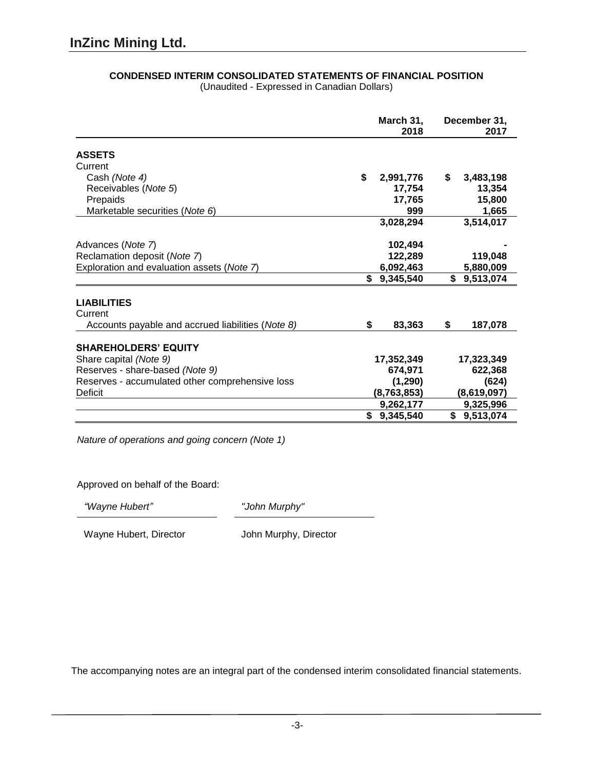# InZinc Mining Ltd.

**CONDENSED INTERIM CONSOLIDATED STATEMENTS OF FINANCIAL POSITION**
(Unaudited - Expressed in Canadian Dollars)

| | March 31, 2018 | December 31, 2017 |
|---|---|---|
| **ASSETS** | | |
| Current | | |
| Cash *(Note 4)* | $ 2,991,776 | $ 3,483,198 |
| Receivables (*Note 5*) | 17,754 | 13,354 |
| Prepaids | 17,765 | 15,800 |
| Marketable securities (*Note 6*) | 999 | 1,665 |
| | 3,028,294 | 3,514,017 |
| Advances (*Note 7*) | 102,494 | - |
| Reclamation deposit (*Note 7*) | 122,289 | 119,048 |
| Exploration and evaluation assets (*Note 7*) | 6,092,463 | 5,880,009 |
| | $ 9,345,540 | $ 9,513,074 |
| **LIABILITIES** | | |
| Current | | |
| Accounts payable and accrued liabilities (*Note 8)* | $ 83,363 | $ 187,078 |
| **SHAREHOLDERS' EQUITY** | | |
| Share capital *(Note 9)* | 17,352,349 | 17,323,349 |
| Reserves - share-based *(Note 9)* | 674,971 | 622,368 |
| Reserves - accumulated other comprehensive loss | (1,290) | (624) |
| Deficit | (8,763,853) | (8,619,097) |
| | 9,262,177 | 9,325,996 |
| | $ 9,345,540 | $ 9,513,074 |

*Nature of operations and going concern (Note 1)*

Approved on behalf of the Board:

*"Wayne Hubert"* — Wayne Hubert, Director

*"John Murphy"* — John Murphy, Director

The accompanying notes are an integral part of the condensed interim consolidated financial statements.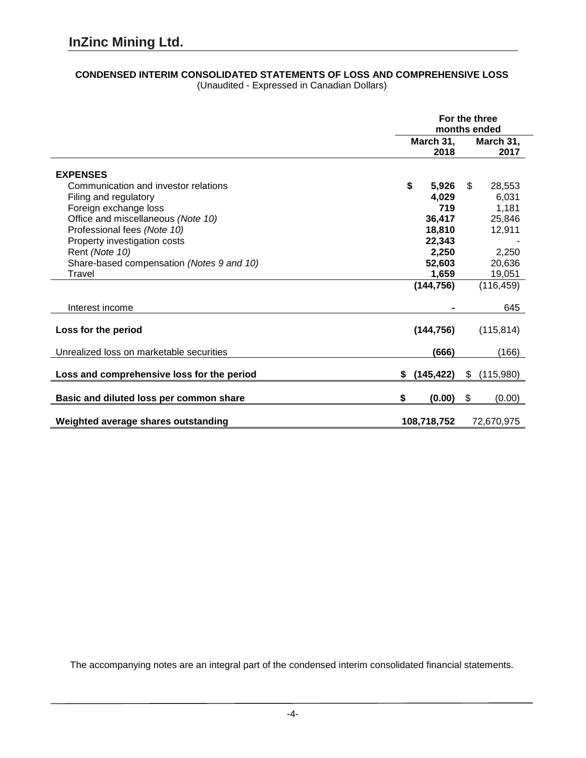# InZinc Mining Ltd.

**CONDENSED INTERIM CONSOLIDATED STATEMENTS OF LOSS AND COMPREHENSIVE LOSS**
(Unaudited - Expressed in Canadian Dollars)

| | For the three months ended | |
|---|---|---|
| | **March 31, 2018** | **March 31, 2017** |
| **EXPENSES** | | |
| Communication and investor relations | **$ 5,926** | $ 28,553 |
| Filing and regulatory | **4,029** | 6,031 |
| Foreign exchange loss | **719** | 1,181 |
| Office and miscellaneous *(Note 10)* | **36,417** | 25,846 |
| Professional fees *(Note 10)* | **18,810** | 12,911 |
| Property investigation costs | **22,343** | - |
| Rent *(Note 10)* | **2,250** | 2,250 |
| Share-based compensation *(Notes 9 and 10)* | **52,603** | 20,636 |
| Travel | **1,659** | 19,051 |
| | **(144,756)** | (116,459) |
| Interest income | **-** | 645 |
| **Loss for the period** | **(144,756)** | (115,814) |
| Unrealized loss on marketable securities | **(666)** | (166) |
| **Loss and comprehensive loss for the period** | **$ (145,422)** | $ (115,980) |
| **Basic and diluted loss per common share** | **$ (0.00)** | $ (0.00) |
| **Weighted average shares outstanding** | **108,718,752** | 72,670,975 |

The accompanying notes are an integral part of the condensed interim consolidated financial statements.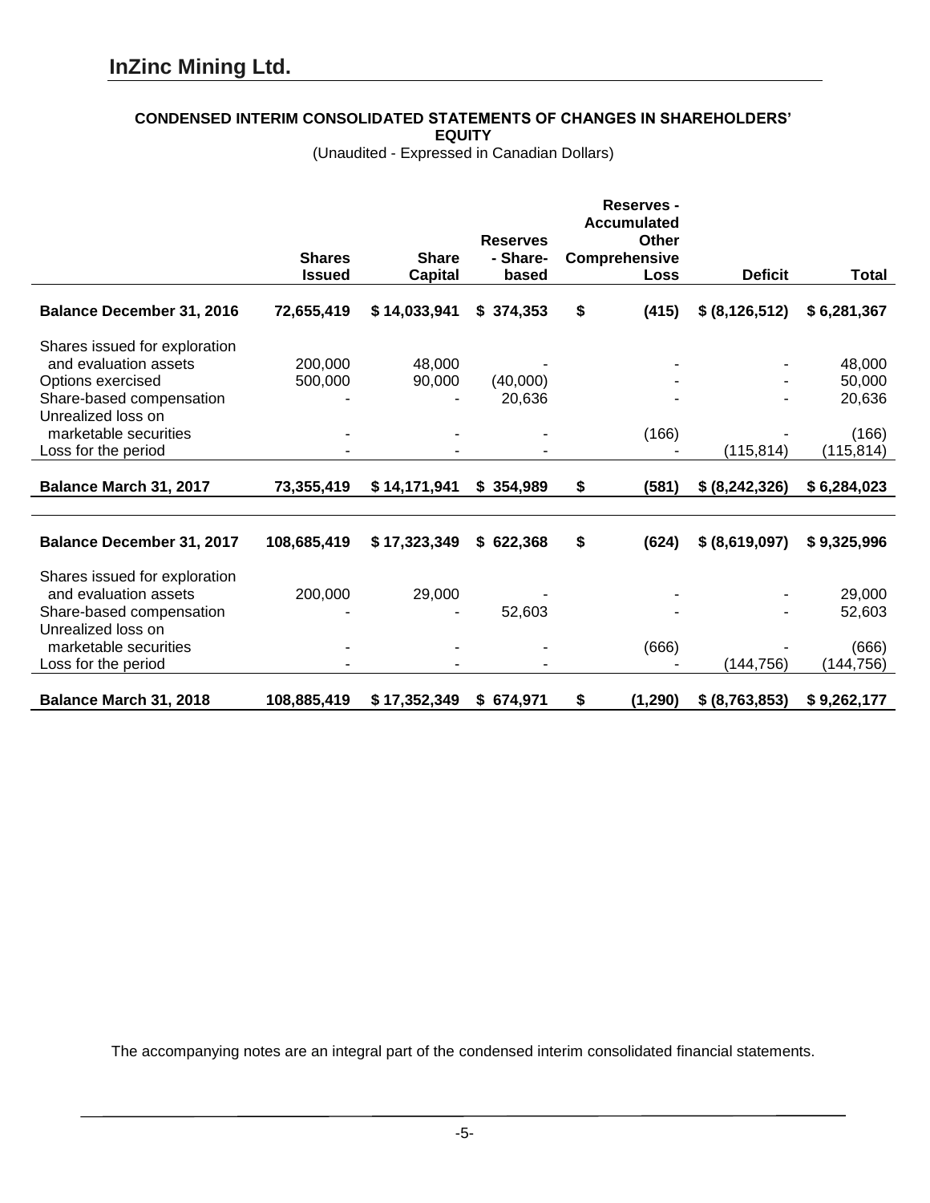# InZinc Mining Ltd.

**CONDENSED INTERIM CONSOLIDATED STATEMENTS OF CHANGES IN SHAREHOLDERS' EQUITY**

(Unaudited - Expressed in Canadian Dollars)

| | Shares Issued | Share Capital | Reserves - Share-based | Reserves - Accumulated Other Comprehensive Loss | Deficit | Total |
|---|---|---|---|---|---|---|
| **Balance December 31, 2016** | **72,655,419** | **$ 14,033,941** | **$ 374,353** | **$ (415)** | **$ (8,126,512)** | **$ 6,281,367** |
| Shares issued for exploration and evaluation assets | 200,000 | 48,000 | - | - | - | 48,000 |
| Options exercised | 500,000 | 90,000 | (40,000) | - | - | 50,000 |
| Share-based compensation | - | - | 20,636 | - | - | 20,636 |
| Unrealized loss on marketable securities | - | - | - | (166) | - | (166) |
| Loss for the period | - | - | - | - | (115,814) | (115,814) |
| **Balance March 31, 2017** | **73,355,419** | **$ 14,171,941** | **$ 354,989** | **$ (581)** | **$ (8,242,326)** | **$ 6,284,023** |
| | | | | | | |
| **Balance December 31, 2017** | **108,685,419** | **$ 17,323,349** | **$ 622,368** | **$ (624)** | **$ (8,619,097)** | **$ 9,325,996** |
| Shares issued for exploration and evaluation assets | 200,000 | 29,000 | - | - | - | 29,000 |
| Share-based compensation | - | - | 52,603 | - | - | 52,603 |
| Unrealized loss on marketable securities | - | - | - | (666) | - | (666) |
| Loss for the period | - | - | - | - | (144,756) | (144,756) |
| **Balance March 31, 2018** | **108,885,419** | **$ 17,352,349** | **$ 674,971** | **$ (1,290)** | **$ (8,763,853)** | **$ 9,262,177** |

The accompanying notes are an integral part of the condensed interim consolidated financial statements.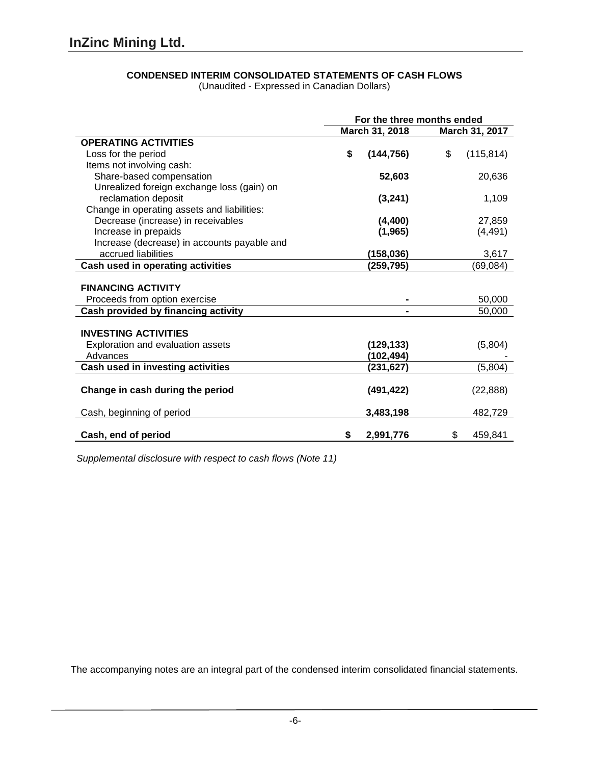# InZinc Mining Ltd.

## CONDENSED INTERIM CONSOLIDATED STATEMENTS OF CASH FLOWS

(Unaudited - Expressed in Canadian Dollars)

| | For the three months ended | |
|---|---|---|
| | March 31, 2018 | March 31, 2017 |
| **OPERATING ACTIVITIES** | | |
| Loss for the period | **$ (144,756)** | $ (115,814) |
| Items not involving cash: | | |
| Share-based compensation | **52,603** | 20,636 |
| Unrealized foreign exchange loss (gain) on reclamation deposit | **(3,241)** | 1,109 |
| Change in operating assets and liabilities: | | |
| Decrease (increase) in receivables | **(4,400)** | 27,859 |
| Increase in prepaids | **(1,965)** | (4,491) |
| Increase (decrease) in accounts payable and accrued liabilities | **(158,036)** | 3,617 |
| **Cash used in operating activities** | **(259,795)** | (69,084) |
| | | |
| **FINANCING ACTIVITY** | | |
| Proceeds from option exercise | **-** | 50,000 |
| **Cash provided by financing activity** | **-** | 50,000 |
| | | |
| **INVESTING ACTIVITIES** | | |
| Exploration and evaluation assets | **(129,133)** | (5,804) |
| Advances | **(102,494)** | - |
| **Cash used in investing activities** | **(231,627)** | (5,804) |
| | | |
| **Change in cash during the period** | **(491,422)** | (22,888) |
| | | |
| Cash, beginning of period | **3,483,198** | 482,729 |
| | | |
| **Cash, end of period** | **$ 2,991,776** | $ 459,841 |

*Supplemental disclosure with respect to cash flows (Note 11)*

The accompanying notes are an integral part of the condensed interim consolidated financial statements.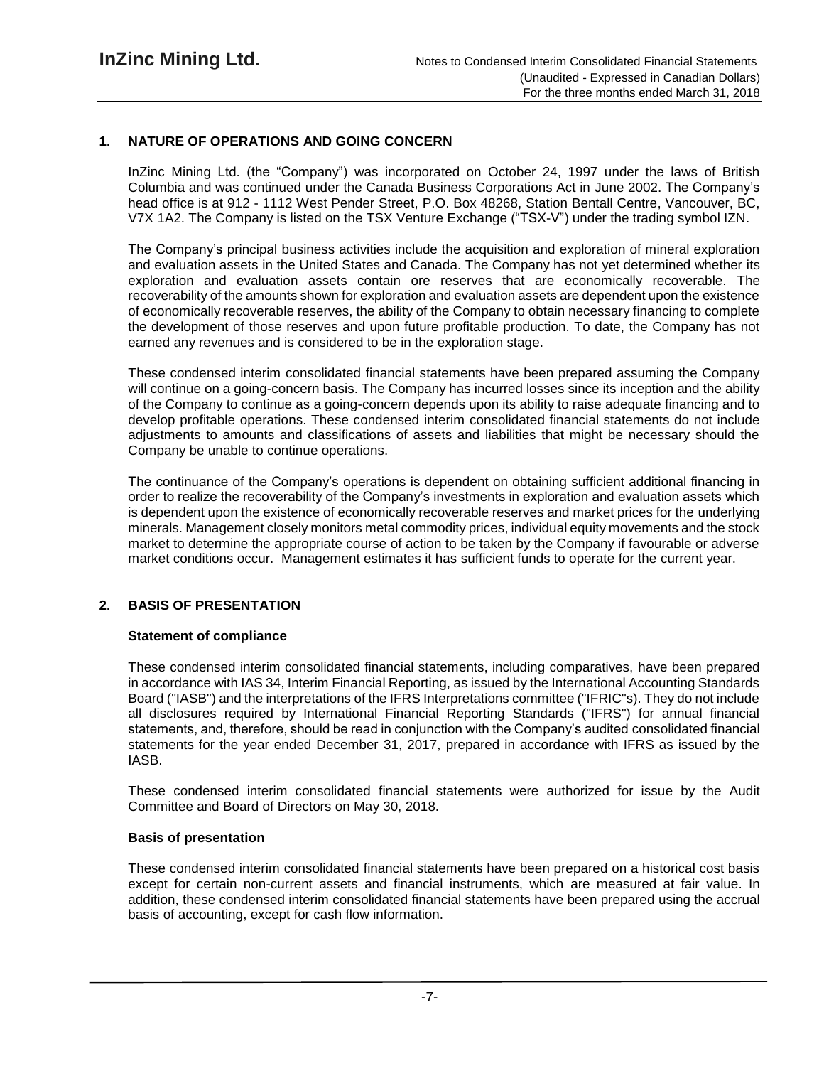## 1. NATURE OF OPERATIONS AND GOING CONCERN

InZinc Mining Ltd. (the "Company") was incorporated on October 24, 1997 under the laws of British Columbia and was continued under the Canada Business Corporations Act in June 2002. The Company's head office is at 912 - 1112 West Pender Street, P.O. Box 48268, Station Bentall Centre, Vancouver, BC, V7X 1A2. The Company is listed on the TSX Venture Exchange ("TSX-V") under the trading symbol IZN.

The Company's principal business activities include the acquisition and exploration of mineral exploration and evaluation assets in the United States and Canada. The Company has not yet determined whether its exploration and evaluation assets contain ore reserves that are economically recoverable. The recoverability of the amounts shown for exploration and evaluation assets are dependent upon the existence of economically recoverable reserves, the ability of the Company to obtain necessary financing to complete the development of those reserves and upon future profitable production. To date, the Company has not earned any revenues and is considered to be in the exploration stage.

These condensed interim consolidated financial statements have been prepared assuming the Company will continue on a going-concern basis. The Company has incurred losses since its inception and the ability of the Company to continue as a going-concern depends upon its ability to raise adequate financing and to develop profitable operations. These condensed interim consolidated financial statements do not include adjustments to amounts and classifications of assets and liabilities that might be necessary should the Company be unable to continue operations.

The continuance of the Company's operations is dependent on obtaining sufficient additional financing in order to realize the recoverability of the Company's investments in exploration and evaluation assets which is dependent upon the existence of economically recoverable reserves and market prices for the underlying minerals. Management closely monitors metal commodity prices, individual equity movements and the stock market to determine the appropriate course of action to be taken by the Company if favourable or adverse market conditions occur. Management estimates it has sufficient funds to operate for the current year.

## 2. BASIS OF PRESENTATION

### Statement of compliance

These condensed interim consolidated financial statements, including comparatives, have been prepared in accordance with IAS 34, Interim Financial Reporting, as issued by the International Accounting Standards Board ("IASB") and the interpretations of the IFRS Interpretations committee ("IFRIC"s). They do not include all disclosures required by International Financial Reporting Standards ("IFRS") for annual financial statements, and, therefore, should be read in conjunction with the Company's audited consolidated financial statements for the year ended December 31, 2017, prepared in accordance with IFRS as issued by the IASB.

These condensed interim consolidated financial statements were authorized for issue by the Audit Committee and Board of Directors on May 30, 2018.

### Basis of presentation

These condensed interim consolidated financial statements have been prepared on a historical cost basis except for certain non-current assets and financial instruments, which are measured at fair value. In addition, these condensed interim consolidated financial statements have been prepared using the accrual basis of accounting, except for cash flow information.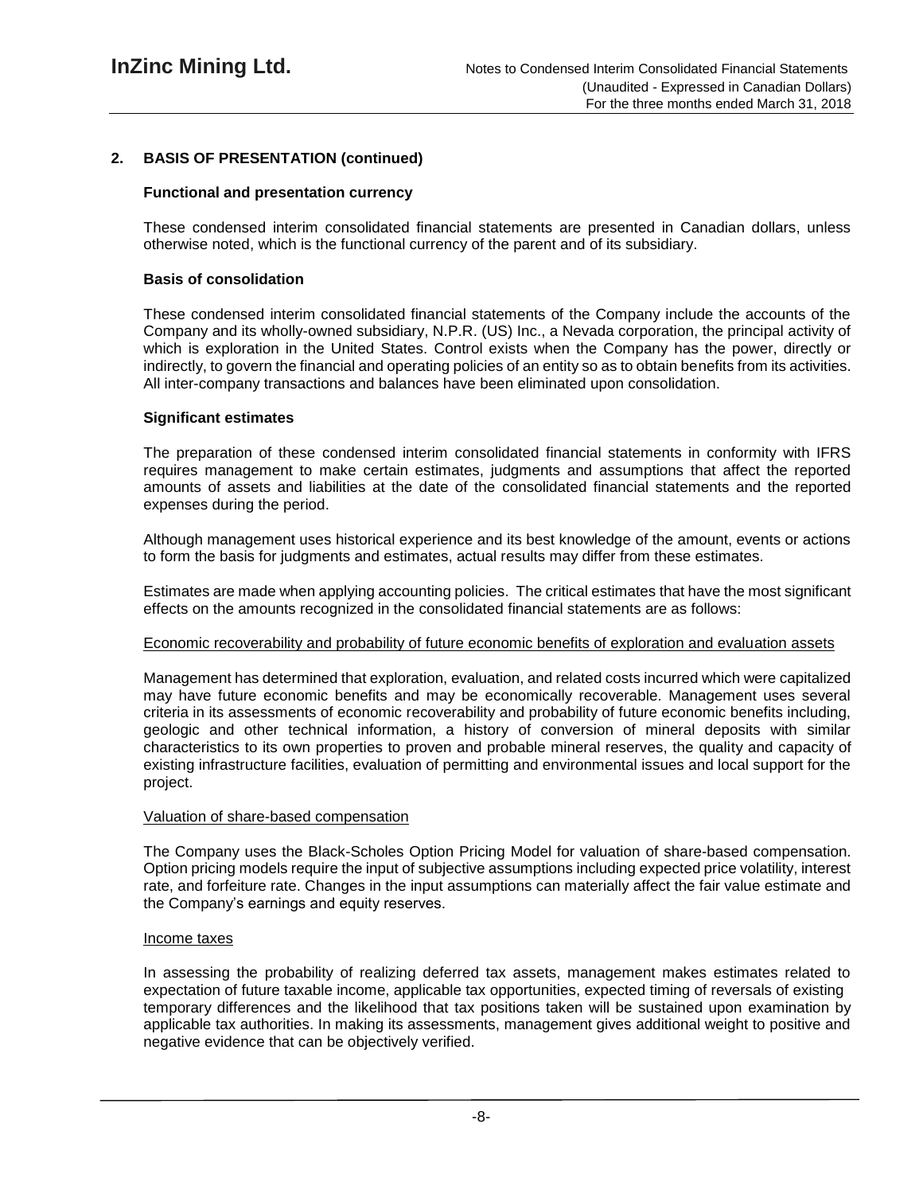## 2. BASIS OF PRESENTATION (continued)

### Functional and presentation currency

These condensed interim consolidated financial statements are presented in Canadian dollars, unless otherwise noted, which is the functional currency of the parent and of its subsidiary.

### Basis of consolidation

These condensed interim consolidated financial statements of the Company include the accounts of the Company and its wholly-owned subsidiary, N.P.R. (US) Inc., a Nevada corporation, the principal activity of which is exploration in the United States. Control exists when the Company has the power, directly or indirectly, to govern the financial and operating policies of an entity so as to obtain benefits from its activities. All inter-company transactions and balances have been eliminated upon consolidation.

### Significant estimates

The preparation of these condensed interim consolidated financial statements in conformity with IFRS requires management to make certain estimates, judgments and assumptions that affect the reported amounts of assets and liabilities at the date of the consolidated financial statements and the reported expenses during the period.

Although management uses historical experience and its best knowledge of the amount, events or actions to form the basis for judgments and estimates, actual results may differ from these estimates.

Estimates are made when applying accounting policies. The critical estimates that have the most significant effects on the amounts recognized in the consolidated financial statements are as follows:

Economic recoverability and probability of future economic benefits of exploration and evaluation assets

Management has determined that exploration, evaluation, and related costs incurred which were capitalized may have future economic benefits and may be economically recoverable. Management uses several criteria in its assessments of economic recoverability and probability of future economic benefits including, geologic and other technical information, a history of conversion of mineral deposits with similar characteristics to its own properties to proven and probable mineral reserves, the quality and capacity of existing infrastructure facilities, evaluation of permitting and environmental issues and local support for the project.

Valuation of share-based compensation

The Company uses the Black-Scholes Option Pricing Model for valuation of share-based compensation. Option pricing models require the input of subjective assumptions including expected price volatility, interest rate, and forfeiture rate. Changes in the input assumptions can materially affect the fair value estimate and the Company's earnings and equity reserves.

Income taxes

In assessing the probability of realizing deferred tax assets, management makes estimates related to expectation of future taxable income, applicable tax opportunities, expected timing of reversals of existing temporary differences and the likelihood that tax positions taken will be sustained upon examination by applicable tax authorities. In making its assessments, management gives additional weight to positive and negative evidence that can be objectively verified.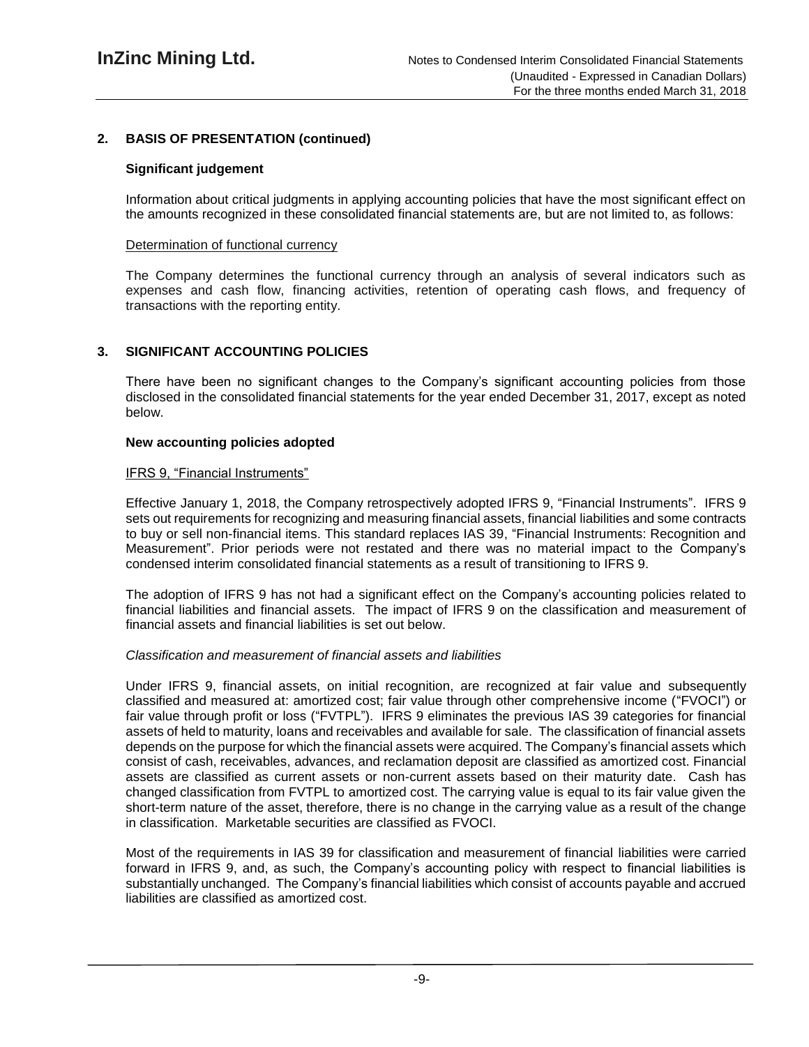## 2. BASIS OF PRESENTATION (continued)

### Significant judgement

Information about critical judgments in applying accounting policies that have the most significant effect on the amounts recognized in these consolidated financial statements are, but are not limited to, as follows:

Determination of functional currency

The Company determines the functional currency through an analysis of several indicators such as expenses and cash flow, financing activities, retention of operating cash flows, and frequency of transactions with the reporting entity.

## 3. SIGNIFICANT ACCOUNTING POLICIES

There have been no significant changes to the Company's significant accounting policies from those disclosed in the consolidated financial statements for the year ended December 31, 2017, except as noted below.

### New accounting policies adopted

IFRS 9, "Financial Instruments"

Effective January 1, 2018, the Company retrospectively adopted IFRS 9, "Financial Instruments". IFRS 9 sets out requirements for recognizing and measuring financial assets, financial liabilities and some contracts to buy or sell non-financial items. This standard replaces IAS 39, "Financial Instruments: Recognition and Measurement". Prior periods were not restated and there was no material impact to the Company's condensed interim consolidated financial statements as a result of transitioning to IFRS 9.

The adoption of IFRS 9 has not had a significant effect on the Company's accounting policies related to financial liabilities and financial assets. The impact of IFRS 9 on the classification and measurement of financial assets and financial liabilities is set out below.

*Classification and measurement of financial assets and liabilities*

Under IFRS 9, financial assets, on initial recognition, are recognized at fair value and subsequently classified and measured at: amortized cost; fair value through other comprehensive income ("FVOCI") or fair value through profit or loss ("FVTPL"). IFRS 9 eliminates the previous IAS 39 categories for financial assets of held to maturity, loans and receivables and available for sale. The classification of financial assets depends on the purpose for which the financial assets were acquired. The Company's financial assets which consist of cash, receivables, advances, and reclamation deposit are classified as amortized cost. Financial assets are classified as current assets or non-current assets based on their maturity date. Cash has changed classification from FVTPL to amortized cost. The carrying value is equal to its fair value given the short-term nature of the asset, therefore, there is no change in the carrying value as a result of the change in classification. Marketable securities are classified as FVOCI.

Most of the requirements in IAS 39 for classification and measurement of financial liabilities were carried forward in IFRS 9, and, as such, the Company's accounting policy with respect to financial liabilities is substantially unchanged. The Company's financial liabilities which consist of accounts payable and accrued liabilities are classified as amortized cost.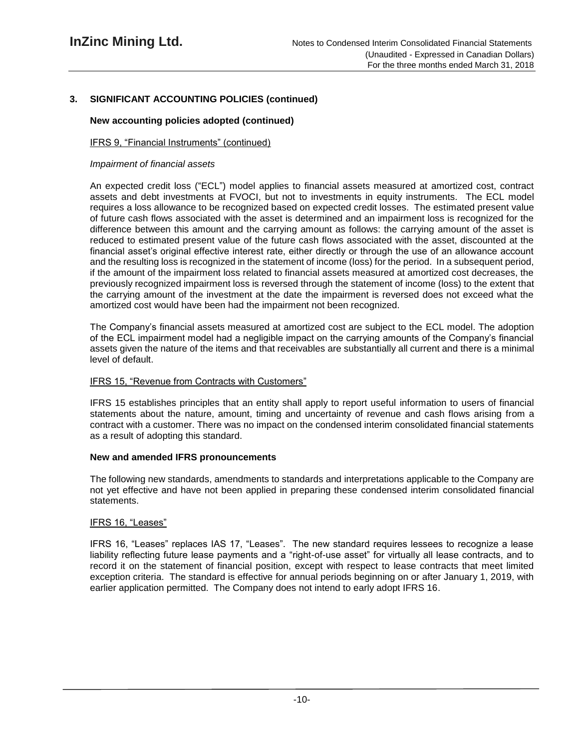## 3. SIGNIFICANT ACCOUNTING POLICIES (continued)

### New accounting policies adopted (continued)

IFRS 9, "Financial Instruments" (continued)

*Impairment of financial assets*

An expected credit loss ("ECL") model applies to financial assets measured at amortized cost, contract assets and debt investments at FVOCI, but not to investments in equity instruments. The ECL model requires a loss allowance to be recognized based on expected credit losses. The estimated present value of future cash flows associated with the asset is determined and an impairment loss is recognized for the difference between this amount and the carrying amount as follows: the carrying amount of the asset is reduced to estimated present value of the future cash flows associated with the asset, discounted at the financial asset's original effective interest rate, either directly or through the use of an allowance account and the resulting loss is recognized in the statement of income (loss) for the period. In a subsequent period, if the amount of the impairment loss related to financial assets measured at amortized cost decreases, the previously recognized impairment loss is reversed through the statement of income (loss) to the extent that the carrying amount of the investment at the date the impairment is reversed does not exceed what the amortized cost would have been had the impairment not been recognized.

The Company's financial assets measured at amortized cost are subject to the ECL model. The adoption of the ECL impairment model had a negligible impact on the carrying amounts of the Company's financial assets given the nature of the items and that receivables are substantially all current and there is a minimal level of default.

IFRS 15, "Revenue from Contracts with Customers"

IFRS 15 establishes principles that an entity shall apply to report useful information to users of financial statements about the nature, amount, timing and uncertainty of revenue and cash flows arising from a contract with a customer. There was no impact on the condensed interim consolidated financial statements as a result of adopting this standard.

### New and amended IFRS pronouncements

The following new standards, amendments to standards and interpretations applicable to the Company are not yet effective and have not been applied in preparing these condensed interim consolidated financial statements.

IFRS 16, "Leases"

IFRS 16, "Leases" replaces IAS 17, "Leases". The new standard requires lessees to recognize a lease liability reflecting future lease payments and a "right-of-use asset" for virtually all lease contracts, and to record it on the statement of financial position, except with respect to lease contracts that meet limited exception criteria. The standard is effective for annual periods beginning on or after January 1, 2019, with earlier application permitted. The Company does not intend to early adopt IFRS 16.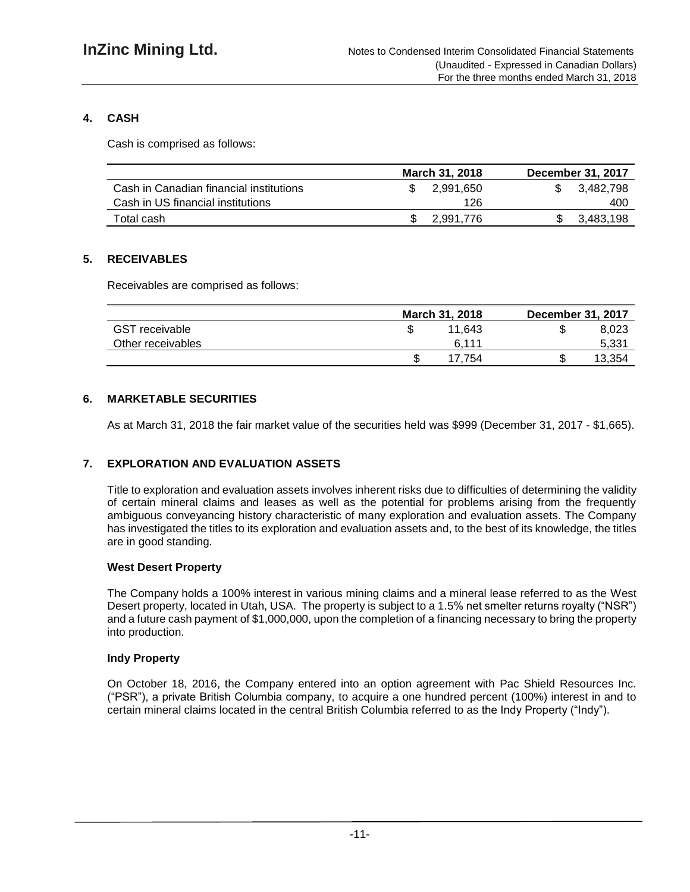## 4. CASH

Cash is comprised as follows:

| | March 31, 2018 | December 31, 2017 |
|---|---|---|
| Cash in Canadian financial institutions | $ 2,991,650 | $ 3,482,798 |
| Cash in US financial institutions | 126 | 400 |
| Total cash | $ 2,991,776 | $ 3,483,198 |

## 5. RECEIVABLES

Receivables are comprised as follows:

| | March 31, 2018 | December 31, 2017 |
|---|---|---|
| GST receivable | $ 11,643 | $ 8,023 |
| Other receivables | 6,111 | 5,331 |
| | $ 17,754 | $ 13,354 |

## 6. MARKETABLE SECURITIES

As at March 31, 2018 the fair market value of the securities held was $999 (December 31, 2017 - $1,665).

## 7. EXPLORATION AND EVALUATION ASSETS

Title to exploration and evaluation assets involves inherent risks due to difficulties of determining the validity of certain mineral claims and leases as well as the potential for problems arising from the frequently ambiguous conveyancing history characteristic of many exploration and evaluation assets. The Company has investigated the titles to its exploration and evaluation assets and, to the best of its knowledge, the titles are in good standing.

**West Desert Property**

The Company holds a 100% interest in various mining claims and a mineral lease referred to as the West Desert property, located in Utah, USA. The property is subject to a 1.5% net smelter returns royalty ("NSR") and a future cash payment of $1,000,000, upon the completion of a financing necessary to bring the property into production.

**Indy Property**

On October 18, 2016, the Company entered into an option agreement with Pac Shield Resources Inc. ("PSR"), a private British Columbia company, to acquire a one hundred percent (100%) interest in and to certain mineral claims located in the central British Columbia referred to as the Indy Property ("Indy").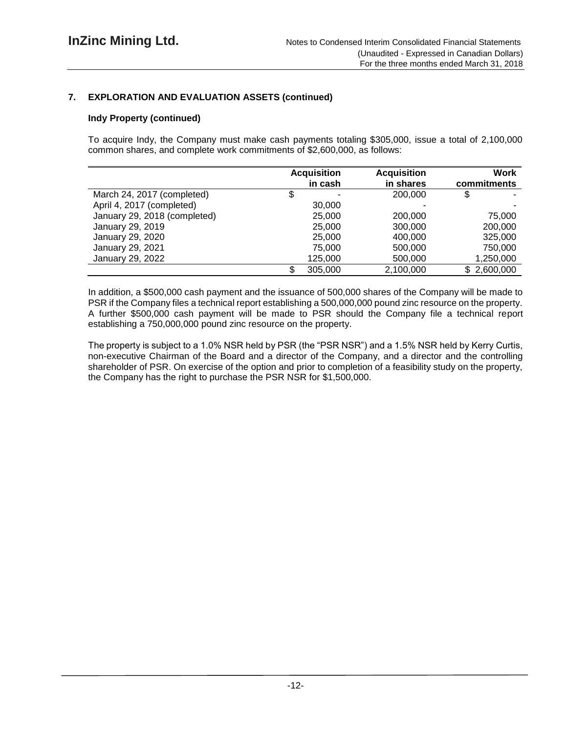## 7. EXPLORATION AND EVALUATION ASSETS (continued)

### Indy Property (continued)

To acquire Indy, the Company must make cash payments totaling \$305,000, issue a total of 2,100,000 common shares, and complete work commitments of \$2,600,000, as follows:

| | Acquisition in cash | Acquisition in shares | Work commitments |
|---|---|---|---|
| March 24, 2017 (completed) | \$ - | 200,000 | \$ - |
| April 4, 2017 (completed) | 30,000 | - | - |
| January 29, 2018 (completed) | 25,000 | 200,000 | 75,000 |
| January 29, 2019 | 25,000 | 300,000 | 200,000 |
| January 29, 2020 | 25,000 | 400,000 | 325,000 |
| January 29, 2021 | 75,000 | 500,000 | 750,000 |
| January 29, 2022 | 125,000 | 500,000 | 1,250,000 |
| | \$ 305,000 | 2,100,000 | \$ 2,600,000 |

In addition, a \$500,000 cash payment and the issuance of 500,000 shares of the Company will be made to PSR if the Company files a technical report establishing a 500,000,000 pound zinc resource on the property. A further \$500,000 cash payment will be made to PSR should the Company file a technical report establishing a 750,000,000 pound zinc resource on the property.

The property is subject to a 1.0% NSR held by PSR (the "PSR NSR") and a 1.5% NSR held by Kerry Curtis, non-executive Chairman of the Board and a director of the Company, and a director and the controlling shareholder of PSR. On exercise of the option and prior to completion of a feasibility study on the property, the Company has the right to purchase the PSR NSR for \$1,500,000.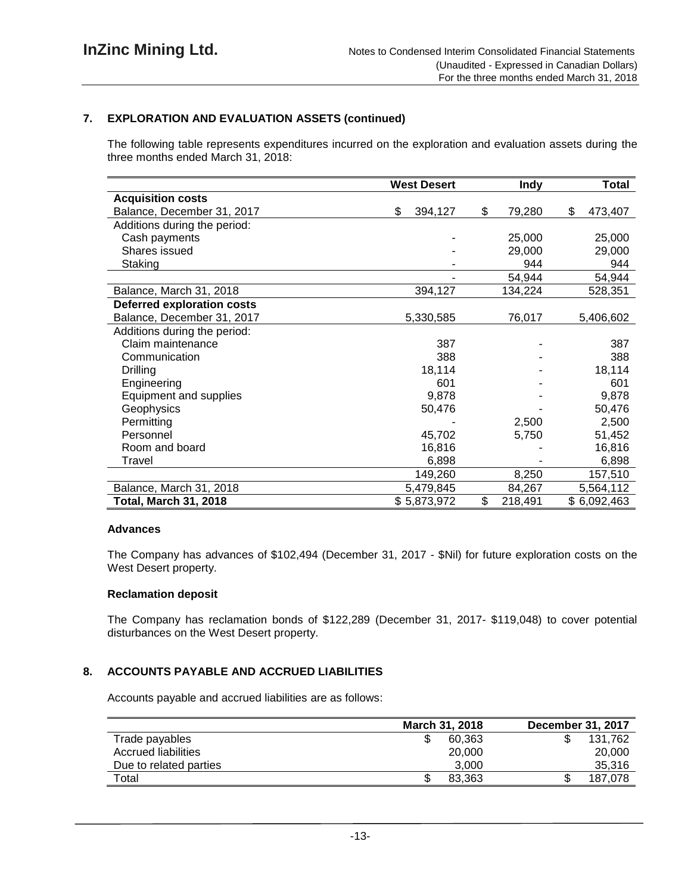## 7. EXPLORATION AND EVALUATION ASSETS (continued)

The following table represents expenditures incurred on the exploration and evaluation assets during the three months ended March 31, 2018:

| | West Desert | Indy | Total |
|---|---|---|---|
| **Acquisition costs** | | | |
| Balance, December 31, 2017 | $ 394,127 | $ 79,280 | $ 473,407 |
| Additions during the period: | | | |
| Cash payments | - | 25,000 | 25,000 |
| Shares issued | - | 29,000 | 29,000 |
| Staking | - | 944 | 944 |
| | - | 54,944 | 54,944 |
| Balance, March 31, 2018 | 394,127 | 134,224 | 528,351 |
| **Deferred exploration costs** | | | |
| Balance, December 31, 2017 | 5,330,585 | 76,017 | 5,406,602 |
| Additions during the period: | | | |
| Claim maintenance | 387 | - | 387 |
| Communication | 388 | - | 388 |
| Drilling | 18,114 | - | 18,114 |
| Engineering | 601 | - | 601 |
| Equipment and supplies | 9,878 | - | 9,878 |
| Geophysics | 50,476 | - | 50,476 |
| Permitting | - | 2,500 | 2,500 |
| Personnel | 45,702 | 5,750 | 51,452 |
| Room and board | 16,816 | - | 16,816 |
| Travel | 6,898 | - | 6,898 |
| | 149,260 | 8,250 | 157,510 |
| Balance, March 31, 2018 | 5,479,845 | 84,267 | 5,564,112 |
| **Total, March 31, 2018** | $ 5,873,972 | $ 218,491 | $ 6,092,463 |

### Advances

The Company has advances of $102,494 (December 31, 2017 - $Nil) for future exploration costs on the West Desert property.

### Reclamation deposit

The Company has reclamation bonds of $122,289 (December 31, 2017- $119,048) to cover potential disturbances on the West Desert property.

## 8. ACCOUNTS PAYABLE AND ACCRUED LIABILITIES

Accounts payable and accrued liabilities are as follows:

| | March 31, 2018 | December 31, 2017 |
|---|---|---|
| Trade payables | $ 60,363 | $ 131,762 |
| Accrued liabilities | 20,000 | 20,000 |
| Due to related parties | 3,000 | 35,316 |
| Total | $ 83,363 | $ 187,078 |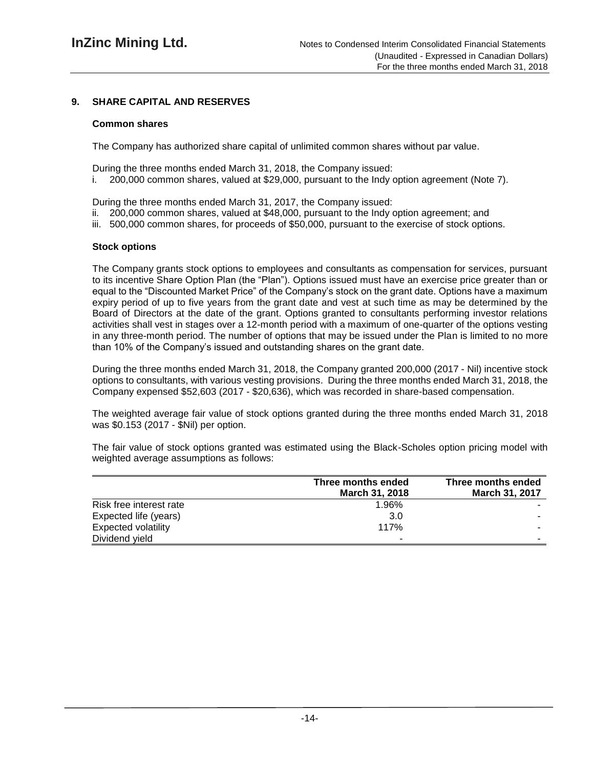## 9. SHARE CAPITAL AND RESERVES

### Common shares

The Company has authorized share capital of unlimited common shares without par value.

During the three months ended March 31, 2018, the Company issued:

i. 200,000 common shares, valued at $29,000, pursuant to the Indy option agreement (Note 7).

During the three months ended March 31, 2017, the Company issued:

ii. 200,000 common shares, valued at $48,000, pursuant to the Indy option agreement; and
iii. 500,000 common shares, for proceeds of $50,000, pursuant to the exercise of stock options.

### Stock options

The Company grants stock options to employees and consultants as compensation for services, pursuant to its incentive Share Option Plan (the "Plan"). Options issued must have an exercise price greater than or equal to the "Discounted Market Price" of the Company's stock on the grant date. Options have a maximum expiry period of up to five years from the grant date and vest at such time as may be determined by the Board of Directors at the date of the grant. Options granted to consultants performing investor relations activities shall vest in stages over a 12-month period with a maximum of one-quarter of the options vesting in any three-month period. The number of options that may be issued under the Plan is limited to no more than 10% of the Company's issued and outstanding shares on the grant date.

During the three months ended March 31, 2018, the Company granted 200,000 (2017 - Nil) incentive stock options to consultants, with various vesting provisions. During the three months ended March 31, 2018, the Company expensed $52,603 (2017 - $20,636), which was recorded in share-based compensation.

The weighted average fair value of stock options granted during the three months ended March 31, 2018 was $0.153 (2017 - $Nil) per option.

The fair value of stock options granted was estimated using the Black-Scholes option pricing model with weighted average assumptions as follows:

| | Three months ended March 31, 2018 | Three months ended March 31, 2017 |
|---|---|---|
| Risk free interest rate | 1.96% | - |
| Expected life (years) | 3.0 | - |
| Expected volatility | 117% | - |
| Dividend yield | - | - |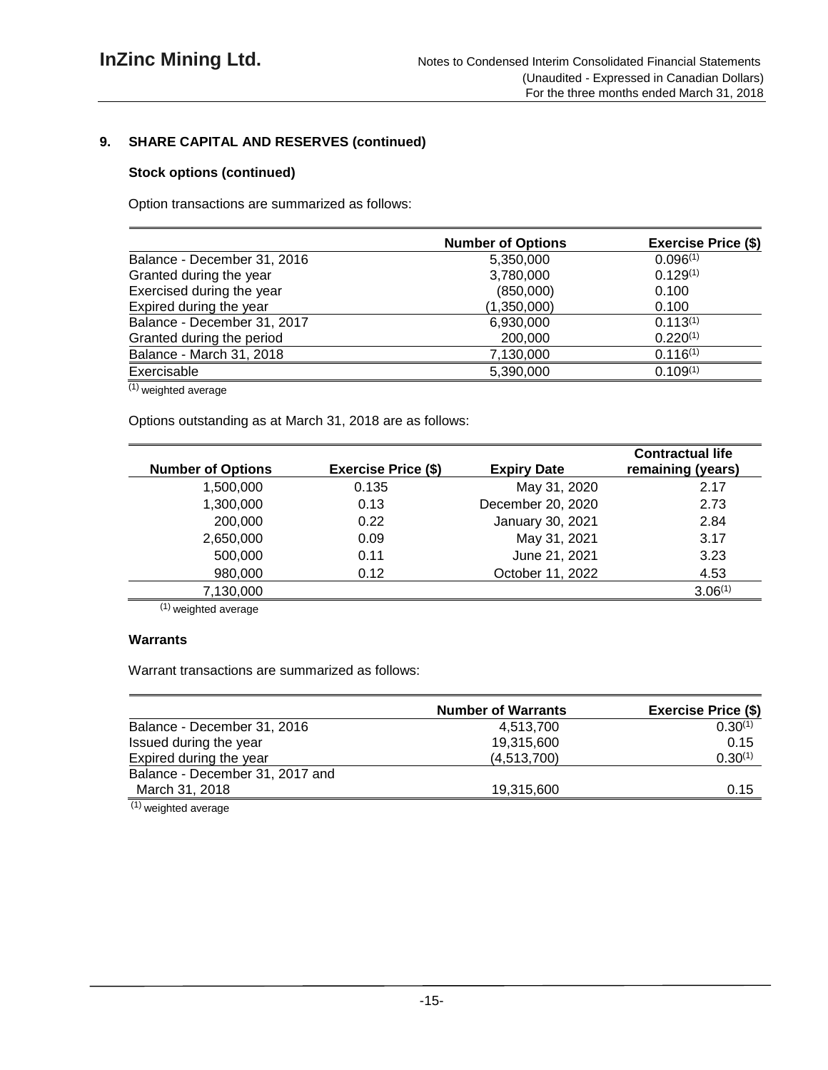## 9. SHARE CAPITAL AND RESERVES (continued)

### Stock options (continued)

Option transactions are summarized as follows:

| | Number of Options | Exercise Price ($) |
|---|---|---|
| Balance - December 31, 2016 | 5,350,000 | 0.096[(1)] |
| Granted during the year | 3,780,000 | 0.129[(1)] |
| Exercised during the year | (850,000) | 0.100 |
| Expired during the year | (1,350,000) | 0.100 |
| Balance - December 31, 2017 | 6,930,000 | 0.113[(1)] |
| Granted during the period | 200,000 | 0.220[(1)] |
| Balance - March 31, 2018 | 7,130,000 | 0.116[(1)] |
| Exercisable | 5,390,000 | 0.109[(1)] |

(1) weighted average

Options outstanding as at March 31, 2018 are as follows:

| Number of Options | Exercise Price ($) | Expiry Date | Contractual life remaining (years) |
|---|---|---|---|
| 1,500,000 | 0.135 | May 31, 2020 | 2.17 |
| 1,300,000 | 0.13 | December 20, 2020 | 2.73 |
| 200,000 | 0.22 | January 30, 2021 | 2.84 |
| 2,650,000 | 0.09 | May 31, 2021 | 3.17 |
| 500,000 | 0.11 | June 21, 2021 | 3.23 |
| 980,000 | 0.12 | October 11, 2022 | 4.53 |
| 7,130,000 | | | 3.06[(1)] |

(1) weighted average

### Warrants

Warrant transactions are summarized as follows:

| | Number of Warrants | Exercise Price ($) |
|---|---|---|
| Balance - December 31, 2016 | 4,513,700 | 0.30[(1)] |
| Issued during the year | 19,315,600 | 0.15 |
| Expired during the year | (4,513,700) | 0.30[(1)] |
| Balance - December 31, 2017 and March 31, 2018 | 19,315,600 | 0.15 |

(1) weighted average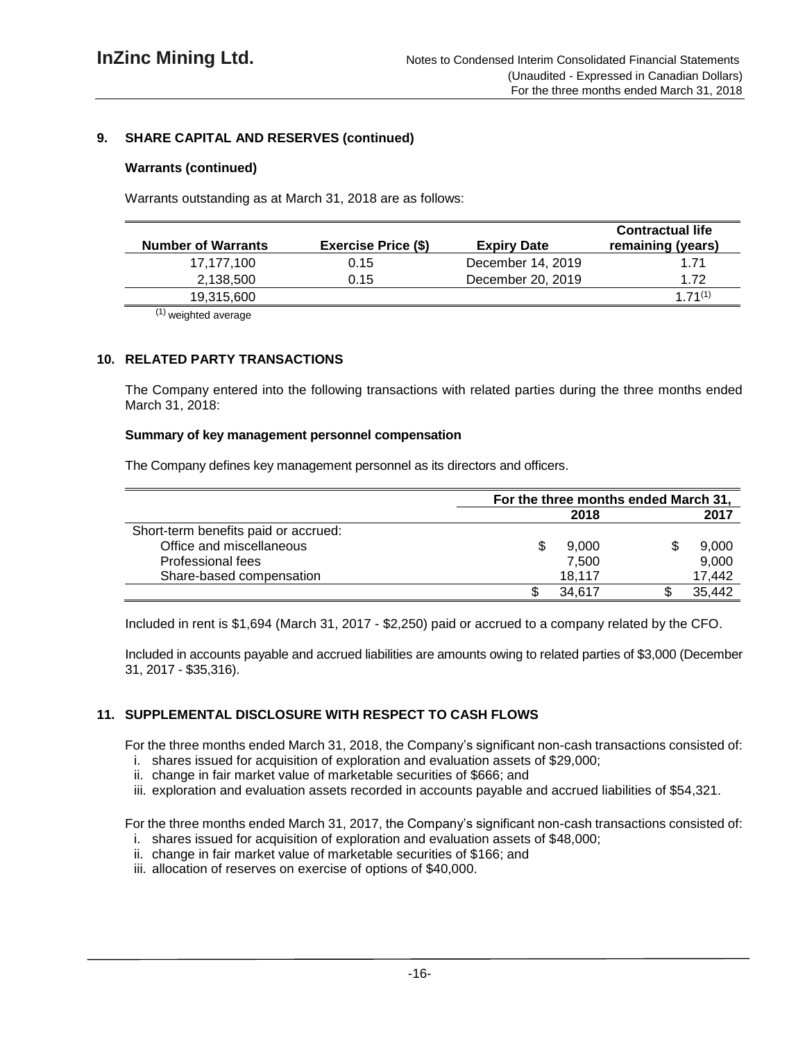## 9. SHARE CAPITAL AND RESERVES (continued)

### Warrants (continued)

Warrants outstanding as at March 31, 2018 are as follows:

| Number of Warrants | Exercise Price ($) | Expiry Date | Contractual life remaining (years) |
|---|---|---|---|
| 17,177,100 | 0.15 | December 14, 2019 | 1.71 |
| 2,138,500 | 0.15 | December 20, 2019 | 1.72 |
| 19,315,600 | | | 1.71[1] |

[1] weighted average

## 10. RELATED PARTY TRANSACTIONS

The Company entered into the following transactions with related parties during the three months ended March 31, 2018:

### Summary of key management personnel compensation

The Company defines key management personnel as its directors and officers.

| | For the three months ended March 31, | |
|---|---|---|
| | 2018 | 2017 |
| Short-term benefits paid or accrued: | | |
| Office and miscellaneous | $ 9,000 | $ 9,000 |
| Professional fees | 7,500 | 9,000 |
| Share-based compensation | 18,117 | 17,442 |
| | $ 34,617 | $ 35,442 |

Included in rent is $1,694 (March 31, 2017 - $2,250) paid or accrued to a company related by the CFO.

Included in accounts payable and accrued liabilities are amounts owing to related parties of $3,000 (December 31, 2017 - $35,316).

## 11. SUPPLEMENTAL DISCLOSURE WITH RESPECT TO CASH FLOWS

For the three months ended March 31, 2018, the Company's significant non-cash transactions consisted of:

i. shares issued for acquisition of exploration and evaluation assets of $29,000;
ii. change in fair market value of marketable securities of $666; and
iii. exploration and evaluation assets recorded in accounts payable and accrued liabilities of $54,321.

For the three months ended March 31, 2017, the Company's significant non-cash transactions consisted of:

i. shares issued for acquisition of exploration and evaluation assets of $48,000;
ii. change in fair market value of marketable securities of $166; and
iii. allocation of reserves on exercise of options of $40,000.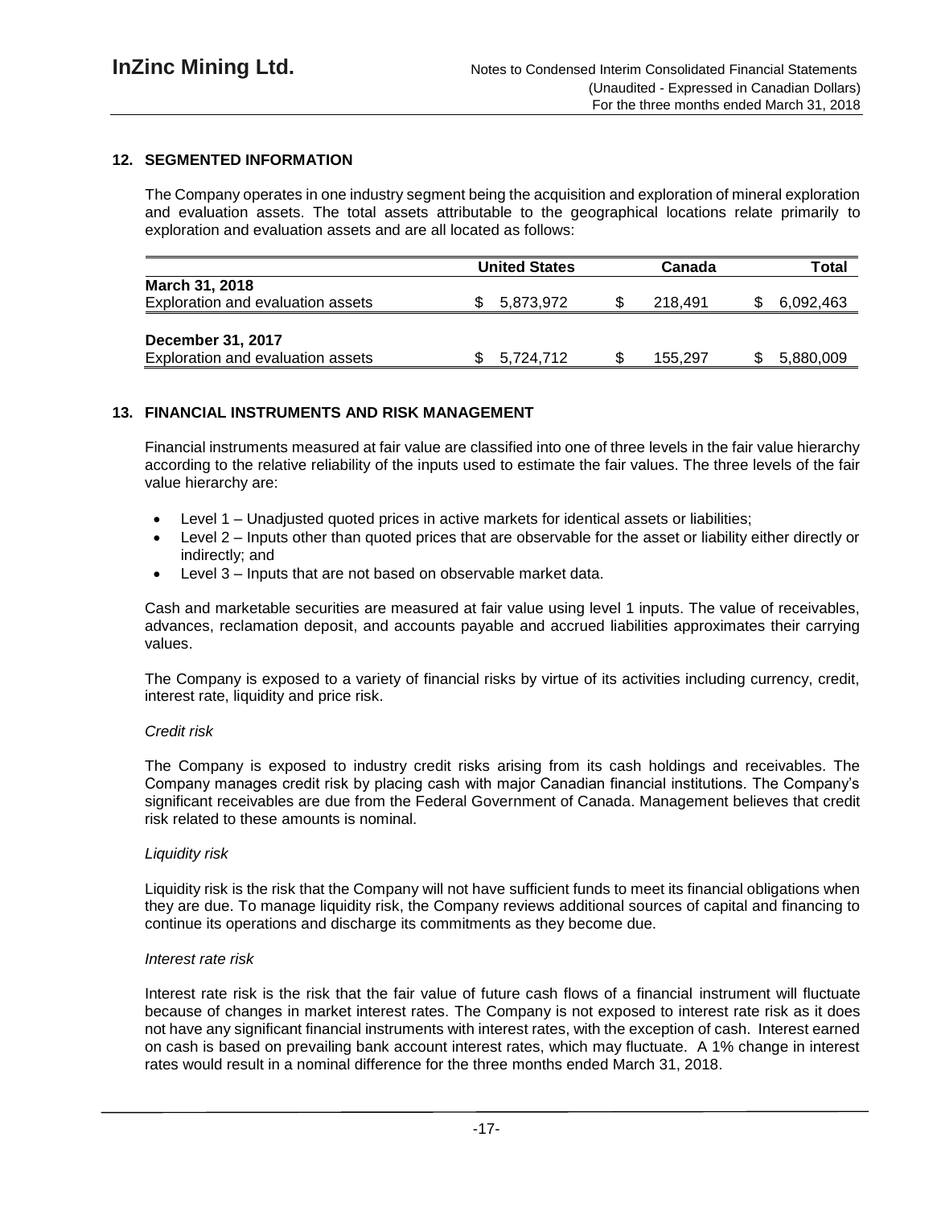## 12. SEGMENTED INFORMATION

The Company operates in one industry segment being the acquisition and exploration of mineral exploration and evaluation assets. The total assets attributable to the geographical locations relate primarily to exploration and evaluation assets and are all located as follows:

| | United States | Canada | Total |
|---|---|---|---|
| **March 31, 2018** | | | |
| Exploration and evaluation assets | $ 5,873,972 | $ 218,491 | $ 6,092,463 |
| **December 31, 2017** | | | |
| Exploration and evaluation assets | $ 5,724,712 | $ 155,297 | $ 5,880,009 |

## 13. FINANCIAL INSTRUMENTS AND RISK MANAGEMENT

Financial instruments measured at fair value are classified into one of three levels in the fair value hierarchy according to the relative reliability of the inputs used to estimate the fair values. The three levels of the fair value hierarchy are:

- Level 1 – Unadjusted quoted prices in active markets for identical assets or liabilities;
- Level 2 – Inputs other than quoted prices that are observable for the asset or liability either directly or indirectly; and
- Level 3 – Inputs that are not based on observable market data.

Cash and marketable securities are measured at fair value using level 1 inputs. The value of receivables, advances, reclamation deposit, and accounts payable and accrued liabilities approximates their carrying values.

The Company is exposed to a variety of financial risks by virtue of its activities including currency, credit, interest rate, liquidity and price risk.

*Credit risk*

The Company is exposed to industry credit risks arising from its cash holdings and receivables. The Company manages credit risk by placing cash with major Canadian financial institutions. The Company's significant receivables are due from the Federal Government of Canada. Management believes that credit risk related to these amounts is nominal.

*Liquidity risk*

Liquidity risk is the risk that the Company will not have sufficient funds to meet its financial obligations when they are due. To manage liquidity risk, the Company reviews additional sources of capital and financing to continue its operations and discharge its commitments as they become due.

*Interest rate risk*

Interest rate risk is the risk that the fair value of future cash flows of a financial instrument will fluctuate because of changes in market interest rates. The Company is not exposed to interest rate risk as it does not have any significant financial instruments with interest rates, with the exception of cash. Interest earned on cash is based on prevailing bank account interest rates, which may fluctuate. A 1% change in interest rates would result in a nominal difference for the three months ended March 31, 2018.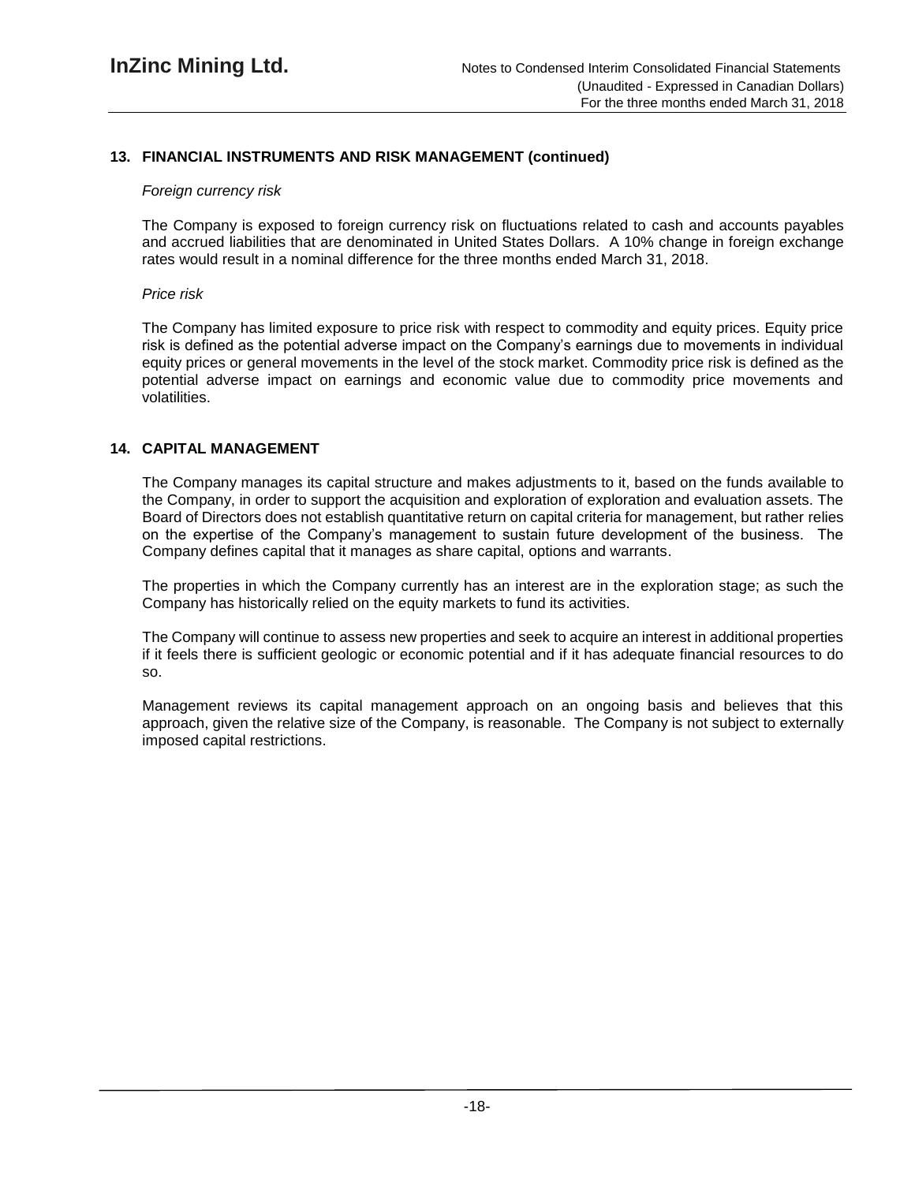## 13. FINANCIAL INSTRUMENTS AND RISK MANAGEMENT (continued)

*Foreign currency risk*

The Company is exposed to foreign currency risk on fluctuations related to cash and accounts payables and accrued liabilities that are denominated in United States Dollars. A 10% change in foreign exchange rates would result in a nominal difference for the three months ended March 31, 2018.

*Price risk*

The Company has limited exposure to price risk with respect to commodity and equity prices. Equity price risk is defined as the potential adverse impact on the Company's earnings due to movements in individual equity prices or general movements in the level of the stock market. Commodity price risk is defined as the potential adverse impact on earnings and economic value due to commodity price movements and volatilities.

## 14. CAPITAL MANAGEMENT

The Company manages its capital structure and makes adjustments to it, based on the funds available to the Company, in order to support the acquisition and exploration of exploration and evaluation assets. The Board of Directors does not establish quantitative return on capital criteria for management, but rather relies on the expertise of the Company's management to sustain future development of the business. The Company defines capital that it manages as share capital, options and warrants.

The properties in which the Company currently has an interest are in the exploration stage; as such the Company has historically relied on the equity markets to fund its activities.

The Company will continue to assess new properties and seek to acquire an interest in additional properties if it feels there is sufficient geologic or economic potential and if it has adequate financial resources to do so.

Management reviews its capital management approach on an ongoing basis and believes that this approach, given the relative size of the Company, is reasonable. The Company is not subject to externally imposed capital restrictions.